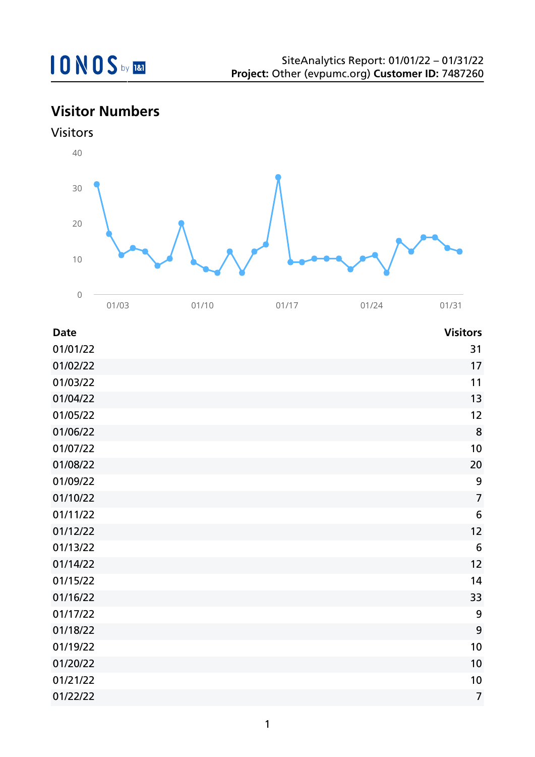IONOS by 1&1

SiteAnalytics Report: 01/01/22 – 01/31/22
**Project:** Other (evpumc.org) **Customer ID:** 7487260

## Visitor Numbers

### Visitors

| Date | Visitors |
| --- | --- |
| 01/01/22 | 31 |
| 01/02/22 | 17 |
| 01/03/22 | 11 |
| 01/04/22 | 13 |
| 01/05/22 | 12 |
| 01/06/22 | 8 |
| 01/07/22 | 10 |
| 01/08/22 | 20 |
| 01/09/22 | 9 |
| 01/10/22 | 7 |
| 01/11/22 | 6 |
| 01/12/22 | 12 |
| 01/13/22 | 6 |
| 01/14/22 | 12 |
| 01/15/22 | 14 |
| 01/16/22 | 33 |
| 01/17/22 | 9 |
| 01/18/22 | 9 |
| 01/19/22 | 10 |
| 01/20/22 | 10 |
| 01/21/22 | 10 |
| 01/22/22 | 7 |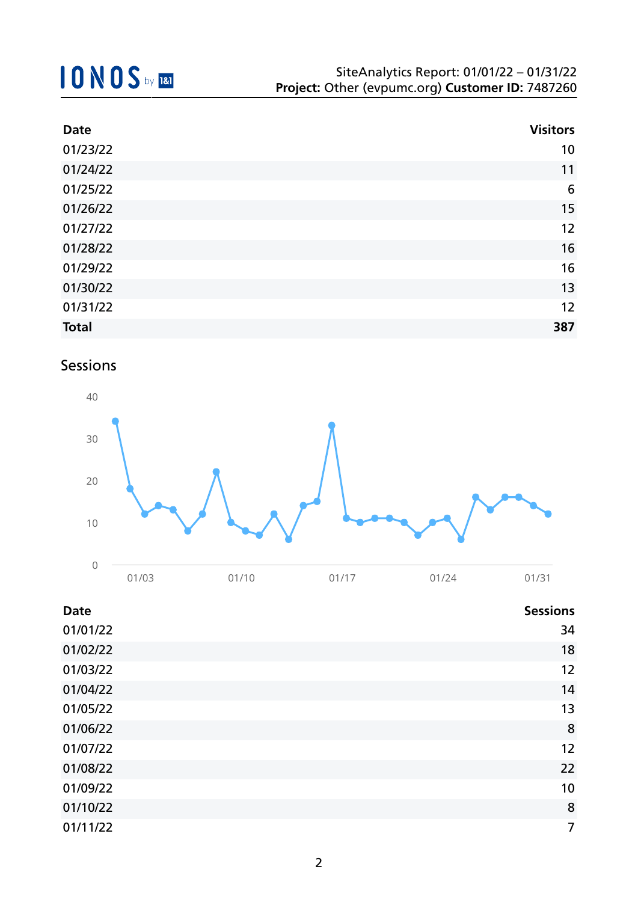| Date | Visitors |
|---|---|
| 01/23/22 | 10 |
| 01/24/22 | 11 |
| 01/25/22 | 6 |
| 01/26/22 | 15 |
| 01/27/22 | 12 |
| 01/28/22 | 16 |
| 01/29/22 | 16 |
| 01/30/22 | 13 |
| 01/31/22 | 12 |
| **Total** | **387** |

## Sessions

| Date | Sessions |
|---|---|
| 01/01/22 | 34 |
| 01/02/22 | 18 |
| 01/03/22 | 12 |
| 01/04/22 | 14 |
| 01/05/22 | 13 |
| 01/06/22 | 8 |
| 01/07/22 | 12 |
| 01/08/22 | 22 |
| 01/09/22 | 10 |
| 01/10/22 | 8 |
| 01/11/22 | 7 |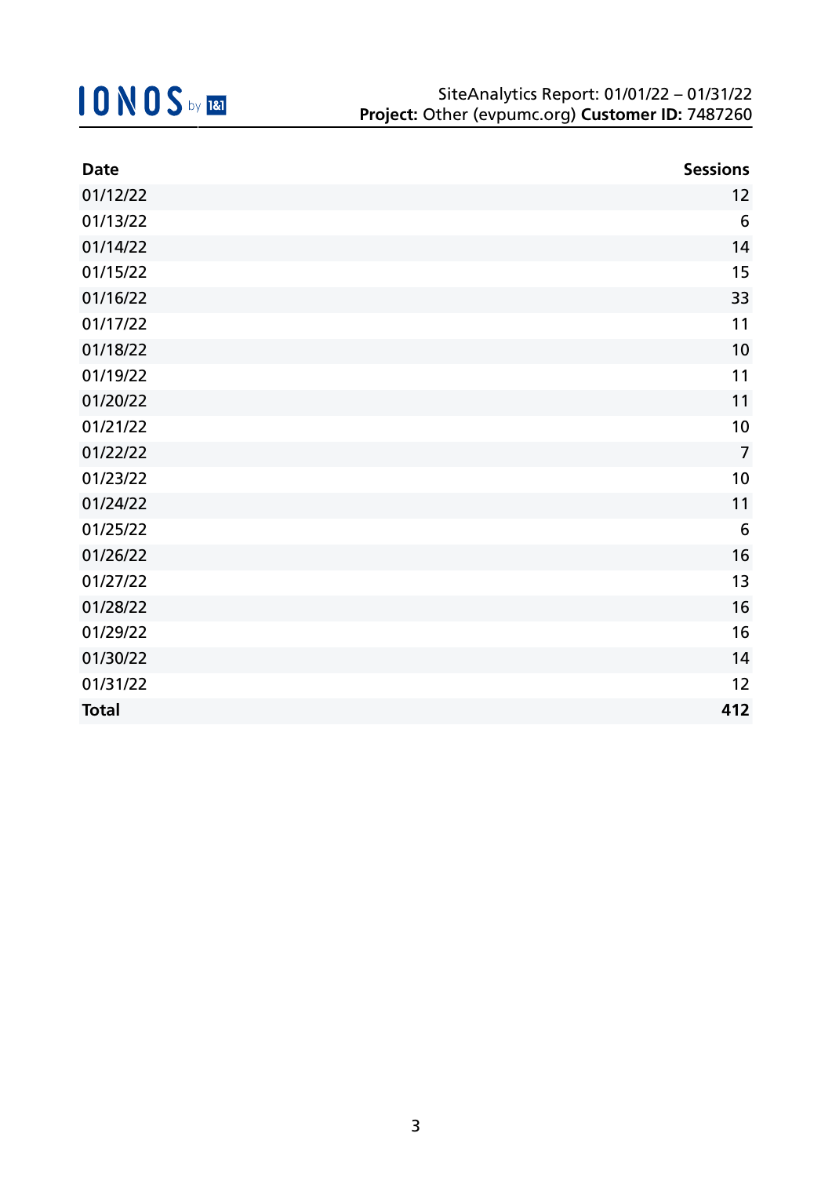| Date | Sessions |
|---|---|
| 01/12/22 | 12 |
| 01/13/22 | 6 |
| 01/14/22 | 14 |
| 01/15/22 | 15 |
| 01/16/22 | 33 |
| 01/17/22 | 11 |
| 01/18/22 | 10 |
| 01/19/22 | 11 |
| 01/20/22 | 11 |
| 01/21/22 | 10 |
| 01/22/22 | 7 |
| 01/23/22 | 10 |
| 01/24/22 | 11 |
| 01/25/22 | 6 |
| 01/26/22 | 16 |
| 01/27/22 | 13 |
| 01/28/22 | 16 |
| 01/29/22 | 16 |
| 01/30/22 | 14 |
| 01/31/22 | 12 |
| **Total** | **412** |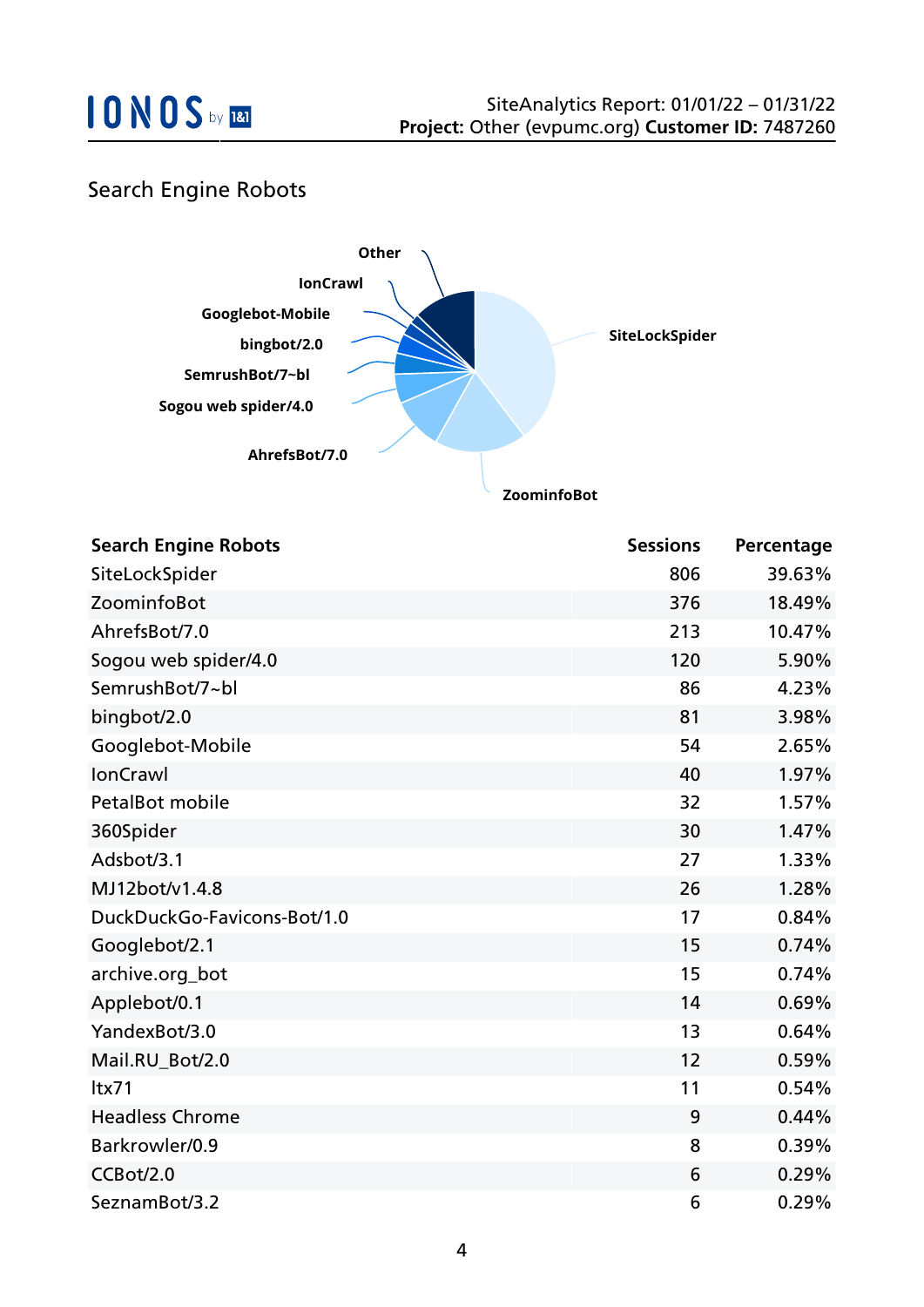## Search Engine Robots

| Search Engine Robots | Sessions | Percentage |
| --- | --- | --- |
| SiteLockSpider | 806 | 39.63% |
| ZoominfoBot | 376 | 18.49% |
| AhrefsBot/7.0 | 213 | 10.47% |
| Sogou web spider/4.0 | 120 | 5.90% |
| SemrushBot/7~bl | 86 | 4.23% |
| bingbot/2.0 | 81 | 3.98% |
| Googlebot-Mobile | 54 | 2.65% |
| IonCrawl | 40 | 1.97% |
| PetalBot mobile | 32 | 1.57% |
| 360Spider | 30 | 1.47% |
| Adsbot/3.1 | 27 | 1.33% |
| MJ12bot/v1.4.8 | 26 | 1.28% |
| DuckDuckGo-Favicons-Bot/1.0 | 17 | 0.84% |
| Googlebot/2.1 | 15 | 0.74% |
| archive.org_bot | 15 | 0.74% |
| Applebot/0.1 | 14 | 0.69% |
| YandexBot/3.0 | 13 | 0.64% |
| Mail.RU_Bot/2.0 | 12 | 0.59% |
| ltx71 | 11 | 0.54% |
| Headless Chrome | 9 | 0.44% |
| Barkrowler/0.9 | 8 | 0.39% |
| CCBot/2.0 | 6 | 0.29% |
| SeznamBot/3.2 | 6 | 0.29% |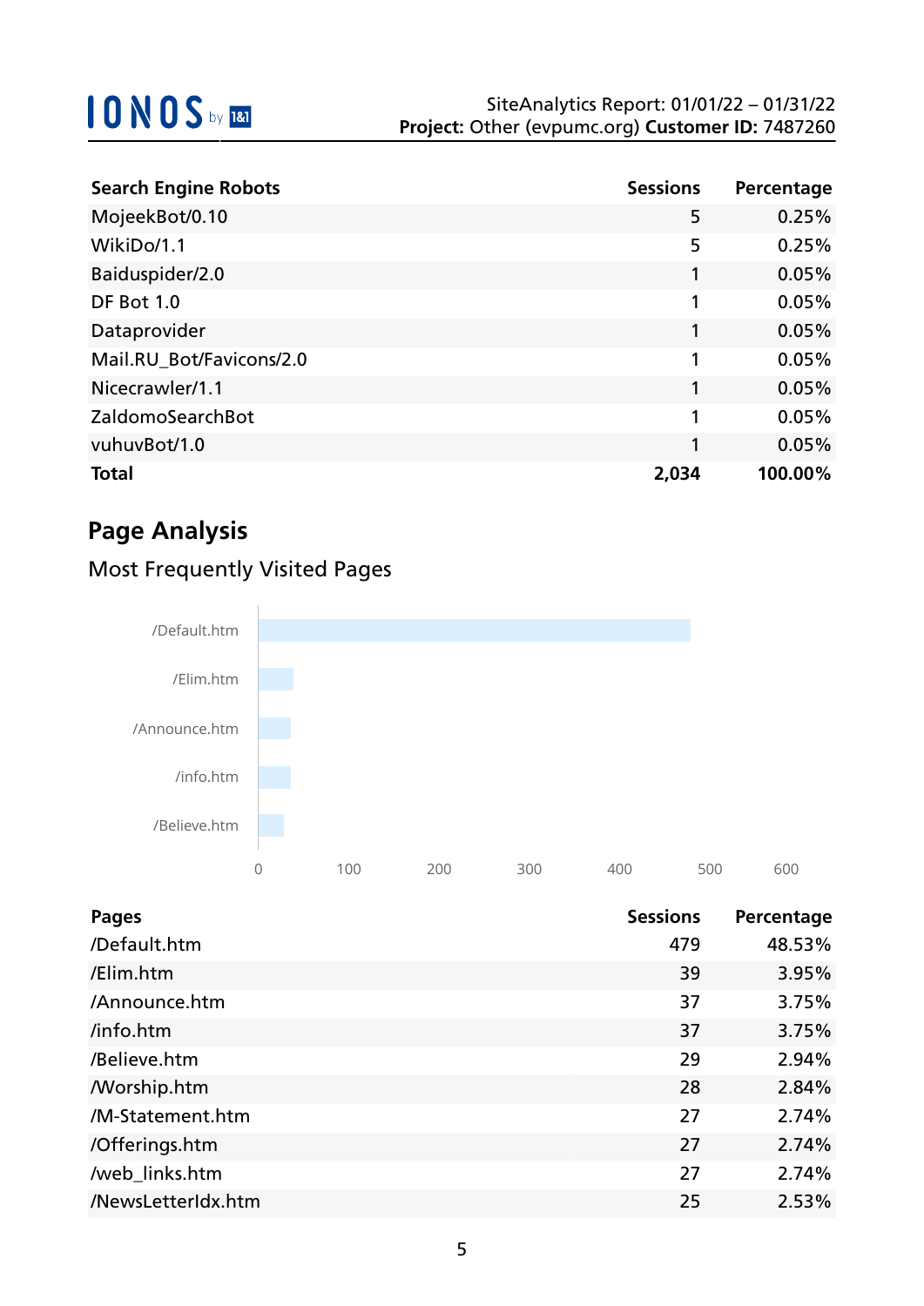| Search Engine Robots | Sessions | Percentage |
|---|---|---|
| MojeekBot/0.10 | 5 | 0.25% |
| WikiDo/1.1 | 5 | 0.25% |
| Baiduspider/2.0 | 1 | 0.05% |
| DF Bot 1.0 | 1 | 0.05% |
| Dataprovider | 1 | 0.05% |
| Mail.RU_Bot/Favicons/2.0 | 1 | 0.05% |
| Nicecrawler/1.1 | 1 | 0.05% |
| ZaldomoSearchBot | 1 | 0.05% |
| vuhuvBot/1.0 | 1 | 0.05% |
| **Total** | **2,034** | **100.00%** |

## Page Analysis

### Most Frequently Visited Pages

| Pages | Sessions | Percentage |
|---|---|---|
| /Default.htm | 479 | 48.53% |
| /Elim.htm | 39 | 3.95% |
| /Announce.htm | 37 | 3.75% |
| /info.htm | 37 | 3.75% |
| /Believe.htm | 29 | 2.94% |
| /Worship.htm | 28 | 2.84% |
| /M-Statement.htm | 27 | 2.74% |
| /Offerings.htm | 27 | 2.74% |
| /web_links.htm | 27 | 2.74% |
| /NewsLetterIdx.htm | 25 | 2.53% |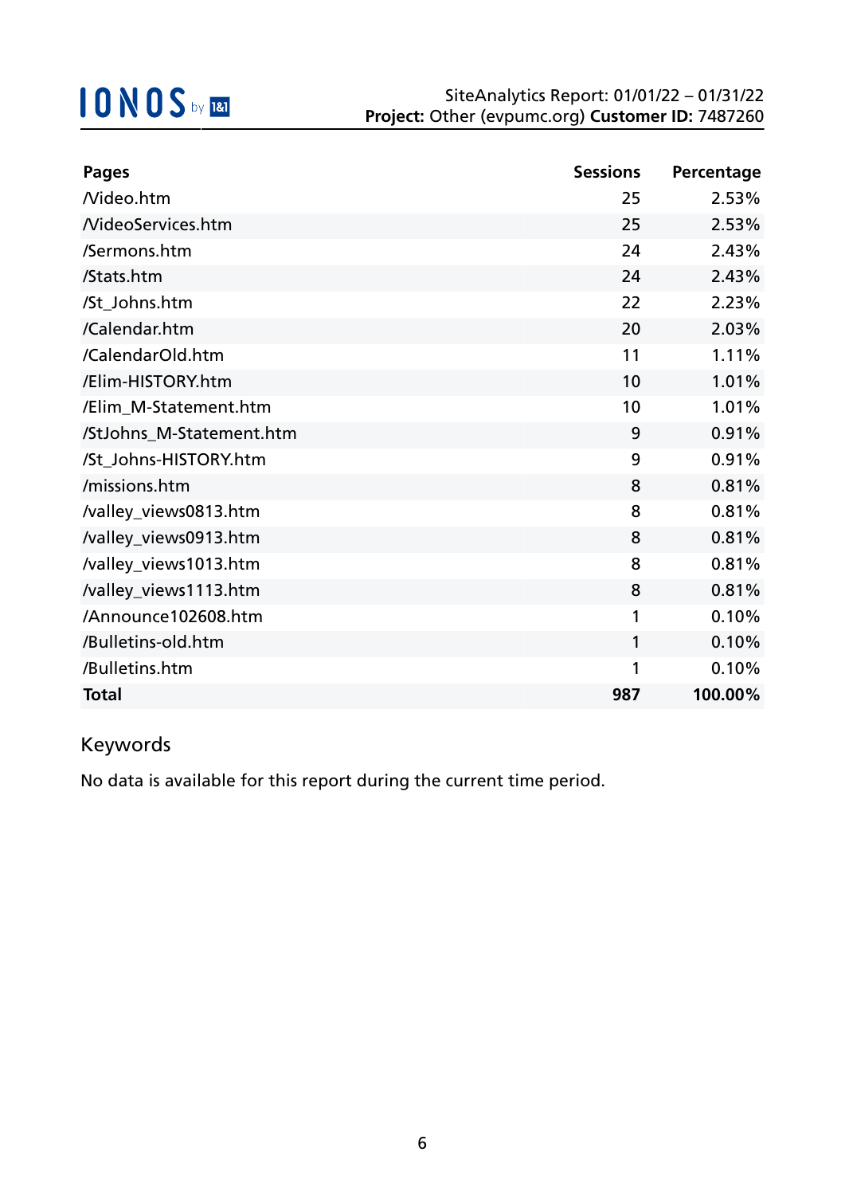IONOS by 1&1

SiteAnalytics Report: 01/01/22 – 01/31/22
**Project:** Other (evpumc.org) **Customer ID:** 7487260

| Pages | Sessions | Percentage |
|---|---|---|
| /Video.htm | 25 | 2.53% |
| /VideoServices.htm | 25 | 2.53% |
| /Sermons.htm | 24 | 2.43% |
| /Stats.htm | 24 | 2.43% |
| /St_Johns.htm | 22 | 2.23% |
| /Calendar.htm | 20 | 2.03% |
| /CalendarOld.htm | 11 | 1.11% |
| /Elim-HISTORY.htm | 10 | 1.01% |
| /Elim_M-Statement.htm | 10 | 1.01% |
| /StJohns_M-Statement.htm | 9 | 0.91% |
| /St_Johns-HISTORY.htm | 9 | 0.91% |
| /missions.htm | 8 | 0.81% |
| /valley_views0813.htm | 8 | 0.81% |
| /valley_views0913.htm | 8 | 0.81% |
| /valley_views1013.htm | 8 | 0.81% |
| /valley_views1113.htm | 8 | 0.81% |
| /Announce102608.htm | 1 | 0.10% |
| /Bulletins-old.htm | 1 | 0.10% |
| /Bulletins.htm | 1 | 0.10% |
| **Total** | **987** | **100.00%** |

## Keywords

No data is available for this report during the current time period.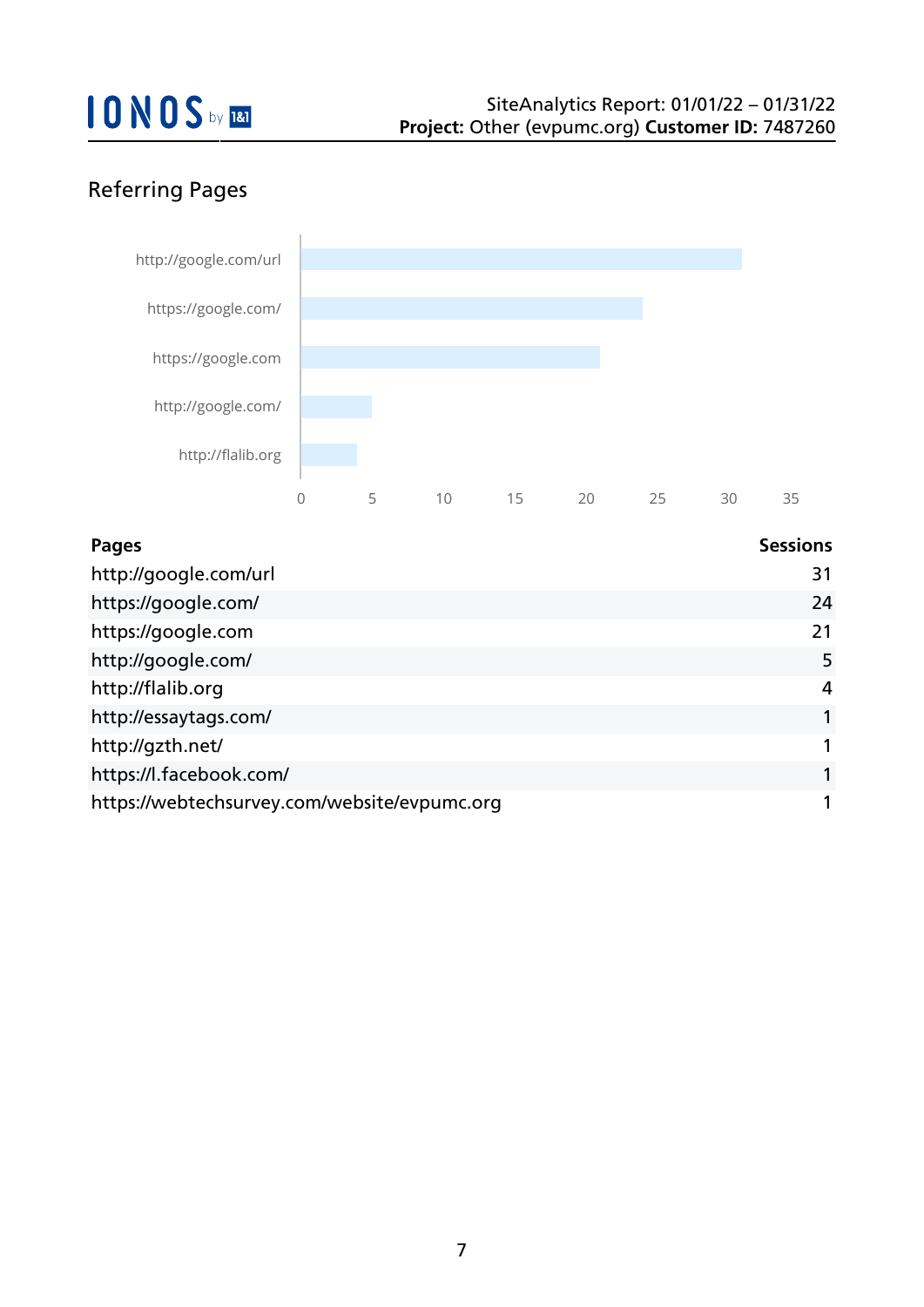## Referring Pages

| Pages | Sessions |
|---|---|
| http://google.com/url | 31 |
| https://google.com/ | 24 |
| https://google.com | 21 |
| http://google.com/ | 5 |
| http://flalib.org | 4 |
| http://essaytags.com/ | 1 |
| http://gzth.net/ | 1 |
| https://l.facebook.com/ | 1 |
| https://webtechsurvey.com/website/evpumc.org | 1 |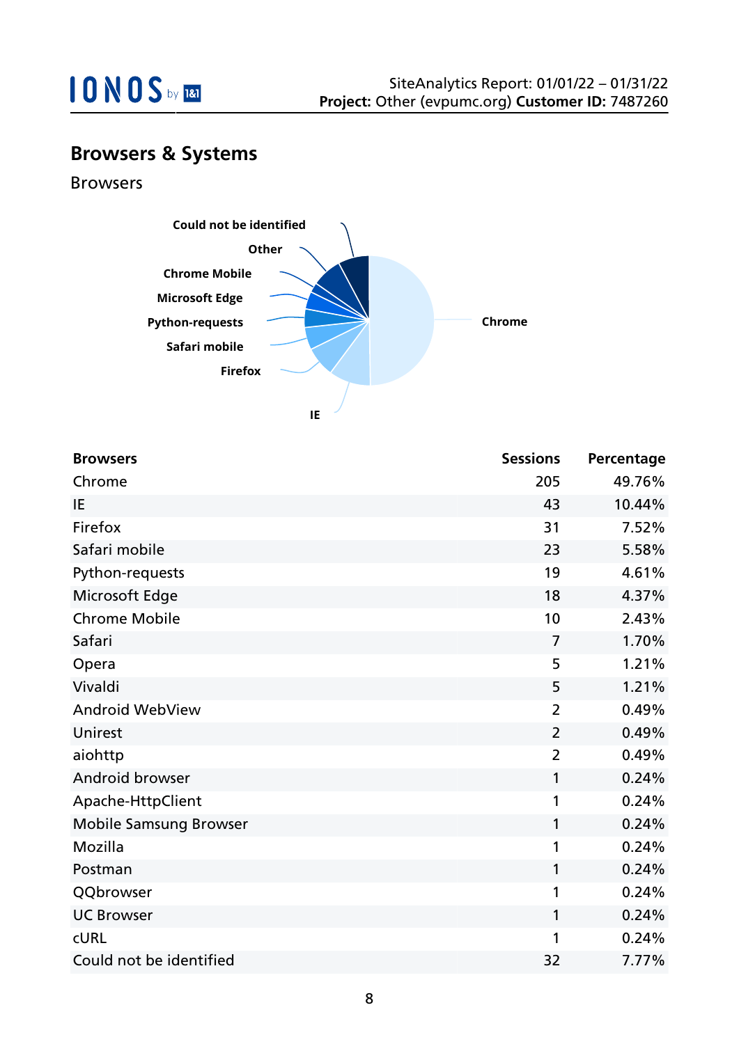## Browsers & Systems

### Browsers

| Browsers | Sessions | Percentage |
|---|---|---|
| Chrome | 205 | 49.76% |
| IE | 43 | 10.44% |
| Firefox | 31 | 7.52% |
| Safari mobile | 23 | 5.58% |
| Python-requests | 19 | 4.61% |
| Microsoft Edge | 18 | 4.37% |
| Chrome Mobile | 10 | 2.43% |
| Safari | 7 | 1.70% |
| Opera | 5 | 1.21% |
| Vivaldi | 5 | 1.21% |
| Android WebView | 2 | 0.49% |
| Unirest | 2 | 0.49% |
| aiohttp | 2 | 0.49% |
| Android browser | 1 | 0.24% |
| Apache-HttpClient | 1 | 0.24% |
| Mobile Samsung Browser | 1 | 0.24% |
| Mozilla | 1 | 0.24% |
| Postman | 1 | 0.24% |
| QQbrowser | 1 | 0.24% |
| UC Browser | 1 | 0.24% |
| cURL | 1 | 0.24% |
| Could not be identified | 32 | 7.77% |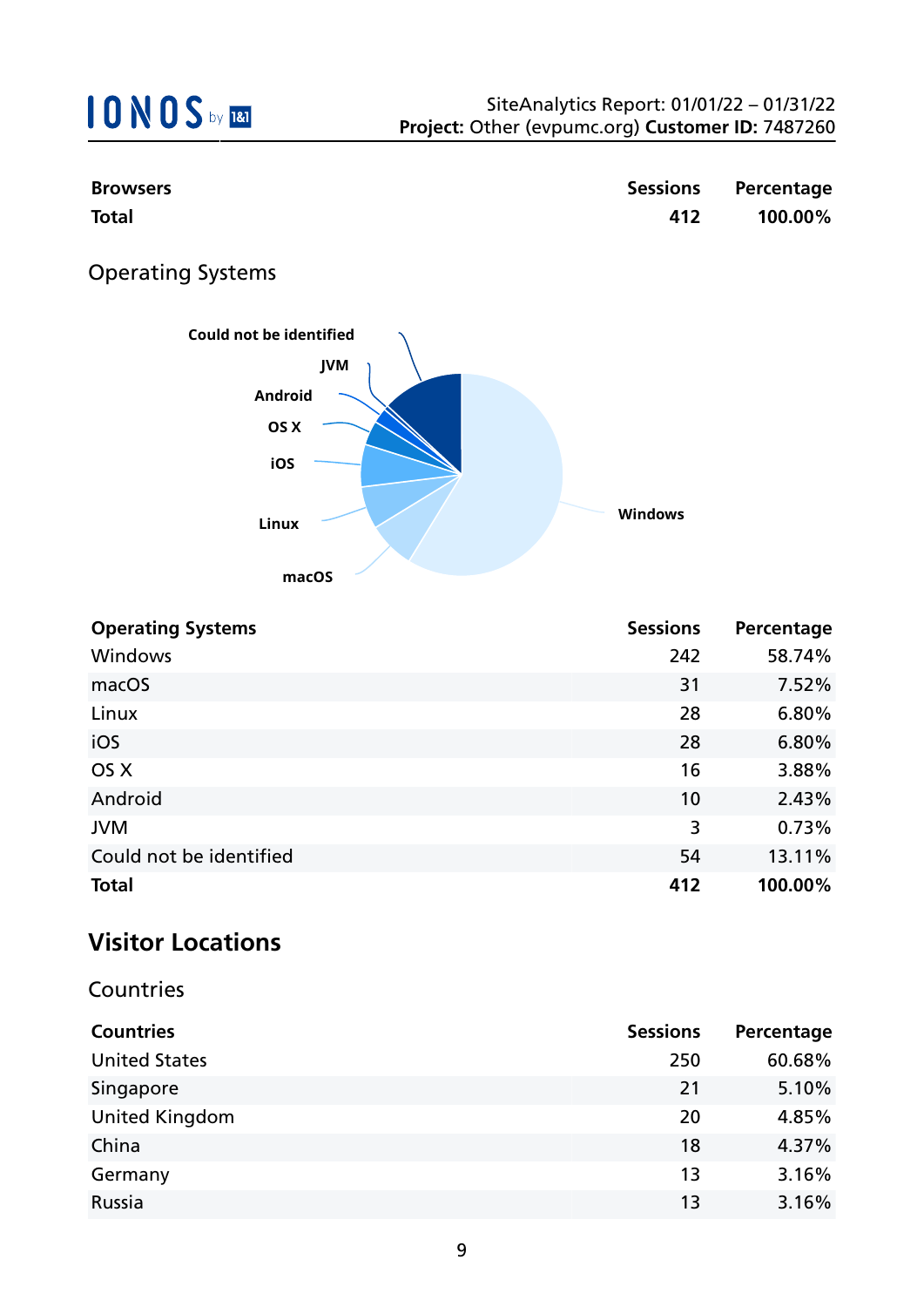| Browsers | Sessions | Percentage |
| --- | --- | --- |
| **Total** | **412** | **100.00%** |

### Operating Systems

| Operating Systems | Sessions | Percentage |
| --- | --- | --- |
| Windows | 242 | 58.74% |
| macOS | 31 | 7.52% |
| Linux | 28 | 6.80% |
| iOS | 28 | 6.80% |
| OS X | 16 | 3.88% |
| Android | 10 | 2.43% |
| JVM | 3 | 0.73% |
| Could not be identified | 54 | 13.11% |
| **Total** | **412** | **100.00%** |

## Visitor Locations

### Countries

| Countries | Sessions | Percentage |
| --- | --- | --- |
| United States | 250 | 60.68% |
| Singapore | 21 | 5.10% |
| United Kingdom | 20 | 4.85% |
| China | 18 | 4.37% |
| Germany | 13 | 3.16% |
| Russia | 13 | 3.16% |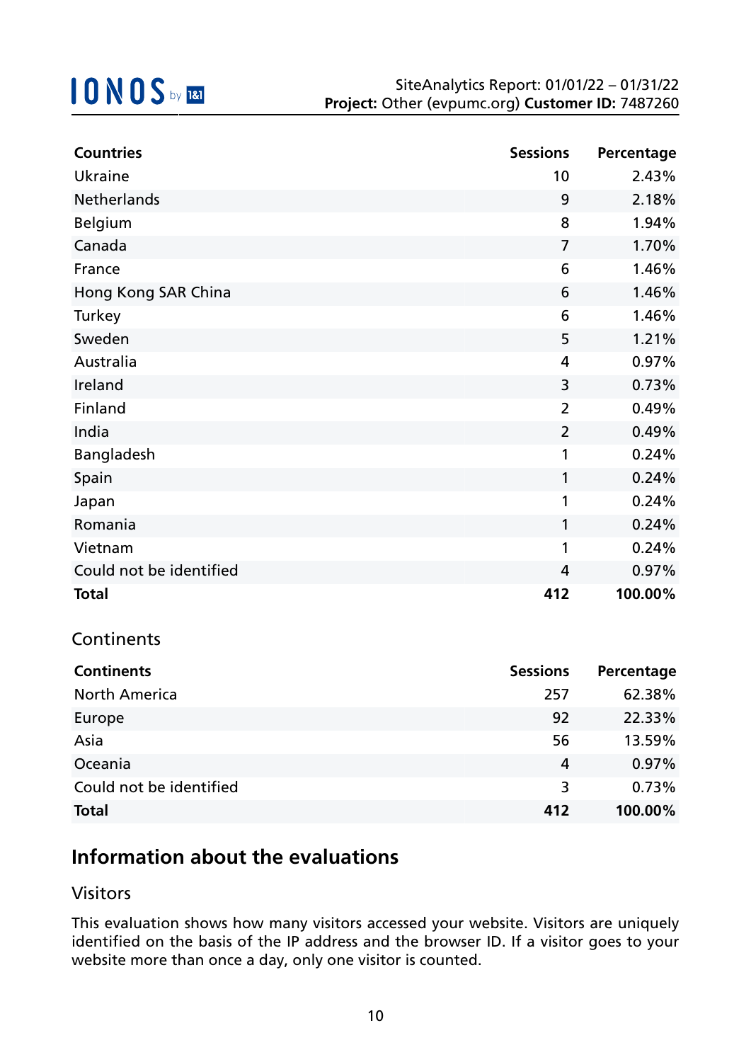| Countries | Sessions | Percentage |
|---|---|---|
| Ukraine | 10 | 2.43% |
| Netherlands | 9 | 2.18% |
| Belgium | 8 | 1.94% |
| Canada | 7 | 1.70% |
| France | 6 | 1.46% |
| Hong Kong SAR China | 6 | 1.46% |
| Turkey | 6 | 1.46% |
| Sweden | 5 | 1.21% |
| Australia | 4 | 0.97% |
| Ireland | 3 | 0.73% |
| Finland | 2 | 0.49% |
| India | 2 | 0.49% |
| Bangladesh | 1 | 0.24% |
| Spain | 1 | 0.24% |
| Japan | 1 | 0.24% |
| Romania | 1 | 0.24% |
| Vietnam | 1 | 0.24% |
| Could not be identified | 4 | 0.97% |
| **Total** | **412** | **100.00%** |

## Continents

| Continents | Sessions | Percentage |
|---|---|---|
| North America | 257 | 62.38% |
| Europe | 92 | 22.33% |
| Asia | 56 | 13.59% |
| Oceania | 4 | 0.97% |
| Could not be identified | 3 | 0.73% |
| **Total** | **412** | **100.00%** |

# Information about the evaluations

## Visitors

This evaluation shows how many visitors accessed your website. Visitors are uniquely identified on the basis of the IP address and the browser ID. If a visitor goes to your website more than once a day, only one visitor is counted.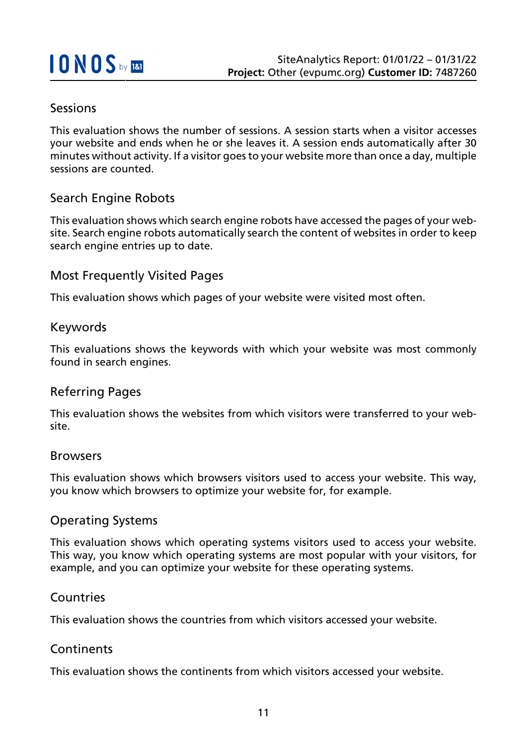## Sessions

This evaluation shows the number of sessions. A session starts when a visitor accesses your website and ends when he or she leaves it. A session ends automatically after 30 minutes without activity. If a visitor goes to your website more than once a day, multiple sessions are counted.

## Search Engine Robots

This evaluation shows which search engine robots have accessed the pages of your website. Search engine robots automatically search the content of websites in order to keep search engine entries up to date.

## Most Frequently Visited Pages

This evaluation shows which pages of your website were visited most often.

## Keywords

This evaluations shows the keywords with which your website was most commonly found in search engines.

## Referring Pages

This evaluation shows the websites from which visitors were transferred to your website.

## Browsers

This evaluation shows which browsers visitors used to access your website. This way, you know which browsers to optimize your website for, for example.

## Operating Systems

This evaluation shows which operating systems visitors used to access your website. This way, you know which operating systems are most popular with your visitors, for example, and you can optimize your website for these operating systems.

## Countries

This evaluation shows the countries from which visitors accessed your website.

## Continents

This evaluation shows the continents from which visitors accessed your website.